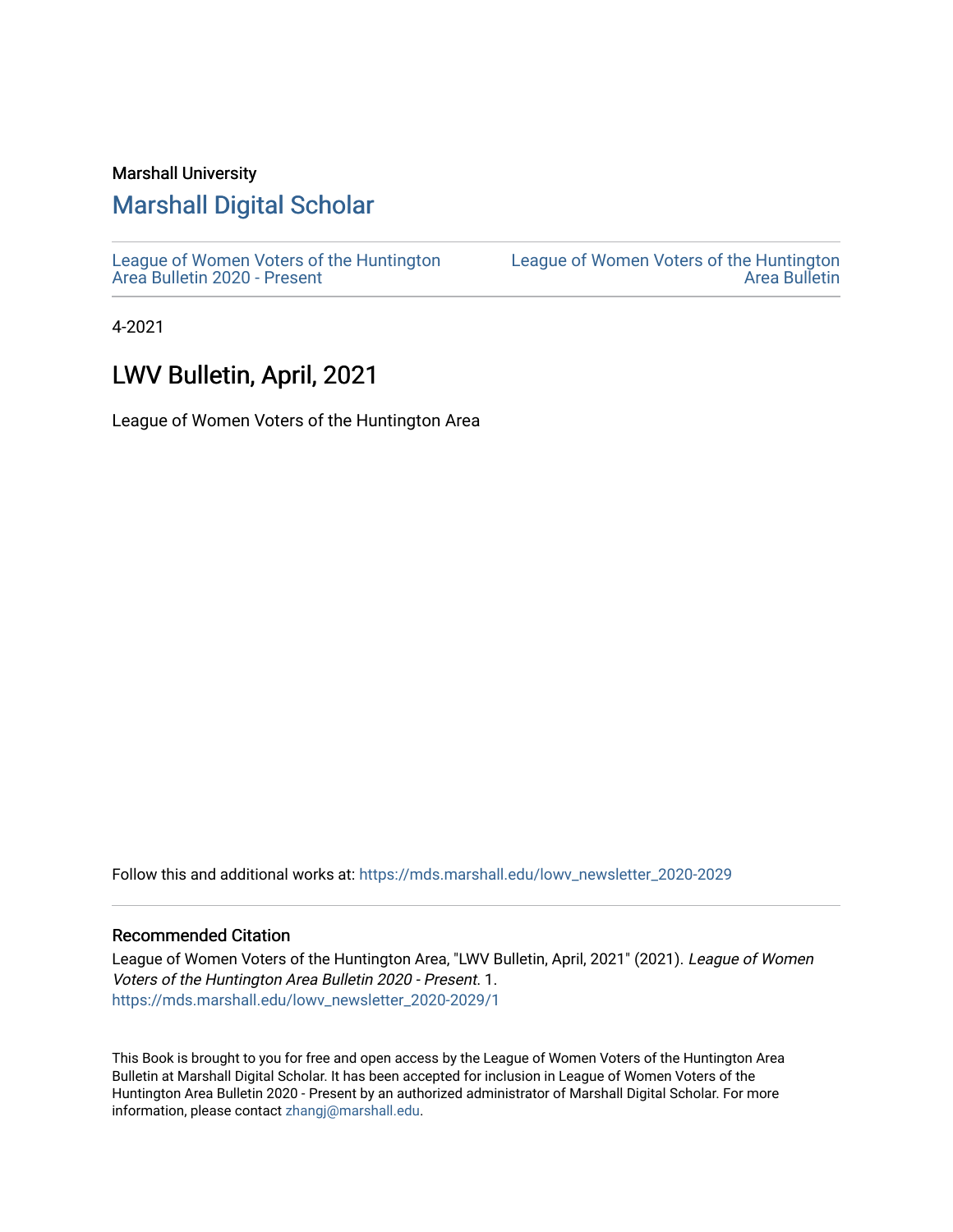Marshall University

## Marshall Digital Scholar

League of Women Voters of the Huntington Area Bulletin 2020 - Present

League of Women Voters of the Huntington Area Bulletin

4-2021

# LWV Bulletin, April, 2021

League of Women Voters of the Huntington Area

Follow this and additional works at: https://mds.marshall.edu/lowv_newsletter_2020-2029

### Recommended Citation

League of Women Voters of the Huntington Area, "LWV Bulletin, April, 2021" (2021). *League of Women Voters of the Huntington Area Bulletin 2020 - Present*. 1.
https://mds.marshall.edu/lowv_newsletter_2020-2029/1

This Book is brought to you for free and open access by the League of Women Voters of the Huntington Area Bulletin at Marshall Digital Scholar. It has been accepted for inclusion in League of Women Voters of the Huntington Area Bulletin 2020 - Present by an authorized administrator of Marshall Digital Scholar. For more information, please contact zhangj@marshall.edu.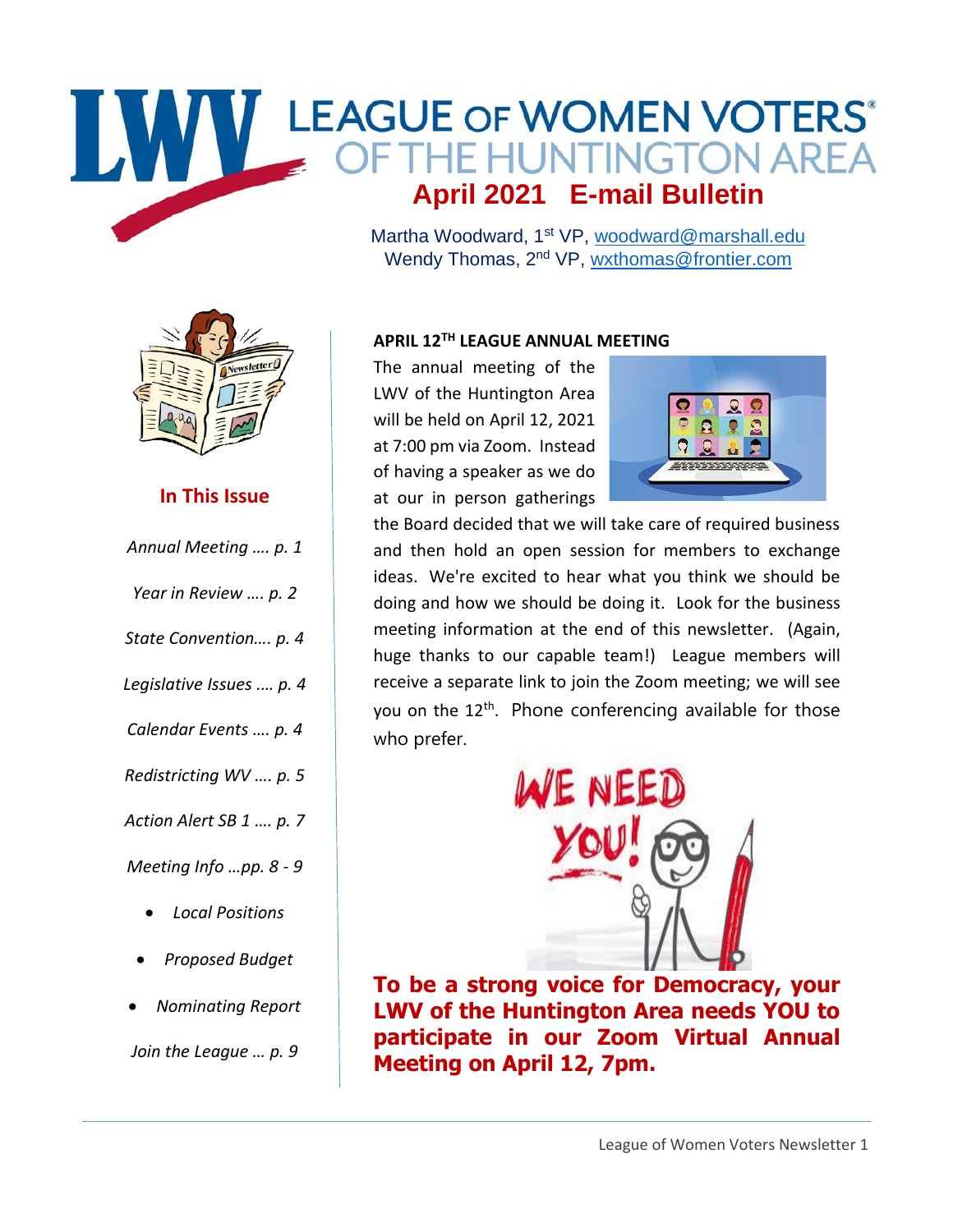# LEAGUE OF WOMEN VOTERS OF THE HUNTINGTON AREA

## April 2021 E-mail Bulletin

Martha Woodward, 1st VP, woodward@marshall.edu
Wendy Thomas, 2nd VP, wxthomas@frontier.com

### In This Issue

*Annual Meeting …. p. 1*

*Year in Review …. p. 2*

*State Convention…. p. 4*

*Legislative Issues …. p. 4*

*Calendar Events …. p. 4*

*Redistricting WV …. p. 5*

*Action Alert SB 1 …. p. 7*

*Meeting Info …pp. 8 - 9*

- *Local Positions*
- *Proposed Budget*
- *Nominating Report*

*Join the League … p. 9*

### APRIL 12TH LEAGUE ANNUAL MEETING

The annual meeting of the LWV of the Huntington Area will be held on April 12, 2021 at 7:00 pm via Zoom. Instead of having a speaker as we do at our in person gatherings the Board decided that we will take care of required business and then hold an open session for members to exchange ideas. We're excited to hear what you think we should be doing and how we should be doing it. Look for the business meeting information at the end of this newsletter. (Again, huge thanks to our capable team!) League members will receive a separate link to join the Zoom meeting; we will see you on the 12th. Phone conferencing available for those who prefer.

WE NEED YOU!

**To be a strong voice for Democracy, your LWV of the Huntington Area needs YOU to participate in our Zoom Virtual Annual Meeting on April 12, 7pm.**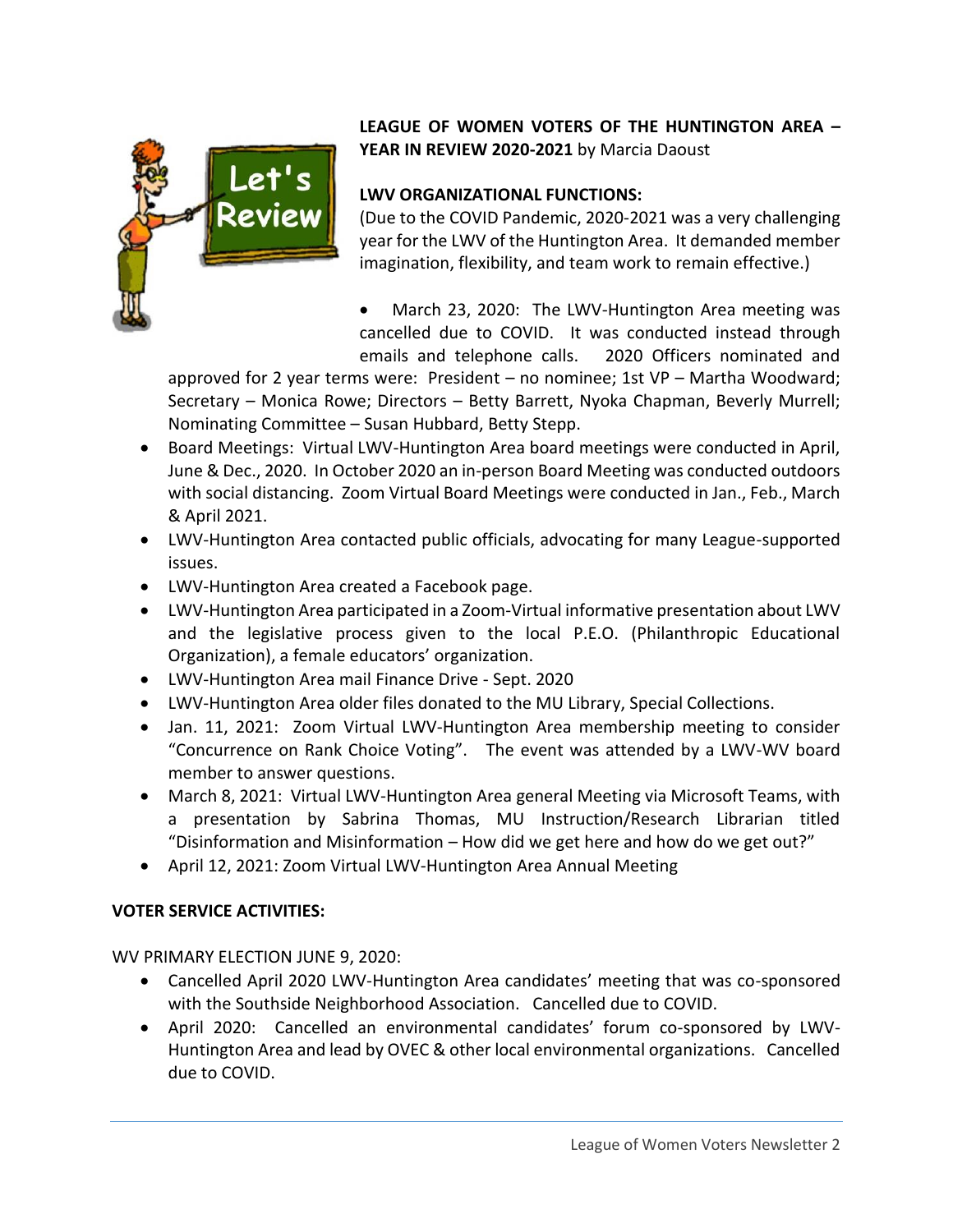**LEAGUE OF WOMEN VOTERS OF THE HUNTINGTON AREA – YEAR IN REVIEW 2020-2021** by Marcia Daoust

**LWV ORGANIZATIONAL FUNCTIONS:**

(Due to the COVID Pandemic, 2020-2021 was a very challenging year for the LWV of the Huntington Area. It demanded member imagination, flexibility, and team work to remain effective.)

- March 23, 2020: The LWV-Huntington Area meeting was cancelled due to COVID. It was conducted instead through emails and telephone calls. 2020 Officers nominated and approved for 2 year terms were: President – no nominee; 1st VP – Martha Woodward; Secretary – Monica Rowe; Directors – Betty Barrett, Nyoka Chapman, Beverly Murrell; Nominating Committee – Susan Hubbard, Betty Stepp.
- Board Meetings: Virtual LWV-Huntington Area board meetings were conducted in April, June & Dec., 2020. In October 2020 an in-person Board Meeting was conducted outdoors with social distancing. Zoom Virtual Board Meetings were conducted in Jan., Feb., March & April 2021.
- LWV-Huntington Area contacted public officials, advocating for many League-supported issues.
- LWV-Huntington Area created a Facebook page.
- LWV-Huntington Area participated in a Zoom-Virtual informative presentation about LWV and the legislative process given to the local P.E.O. (Philanthropic Educational Organization), a female educators' organization.
- LWV-Huntington Area mail Finance Drive - Sept. 2020
- LWV-Huntington Area older files donated to the MU Library, Special Collections.
- Jan. 11, 2021: Zoom Virtual LWV-Huntington Area membership meeting to consider "Concurrence on Rank Choice Voting". The event was attended by a LWV-WV board member to answer questions.
- March 8, 2021: Virtual LWV-Huntington Area general Meeting via Microsoft Teams, with a presentation by Sabrina Thomas, MU Instruction/Research Librarian titled "Disinformation and Misinformation – How did we get here and how do we get out?"
- April 12, 2021: Zoom Virtual LWV-Huntington Area Annual Meeting

**VOTER SERVICE ACTIVITIES:**

WV PRIMARY ELECTION JUNE 9, 2020:

- Cancelled April 2020 LWV-Huntington Area candidates' meeting that was co-sponsored with the Southside Neighborhood Association. Cancelled due to COVID.
- April 2020: Cancelled an environmental candidates' forum co-sponsored by LWV-Huntington Area and lead by OVEC & other local environmental organizations. Cancelled due to COVID.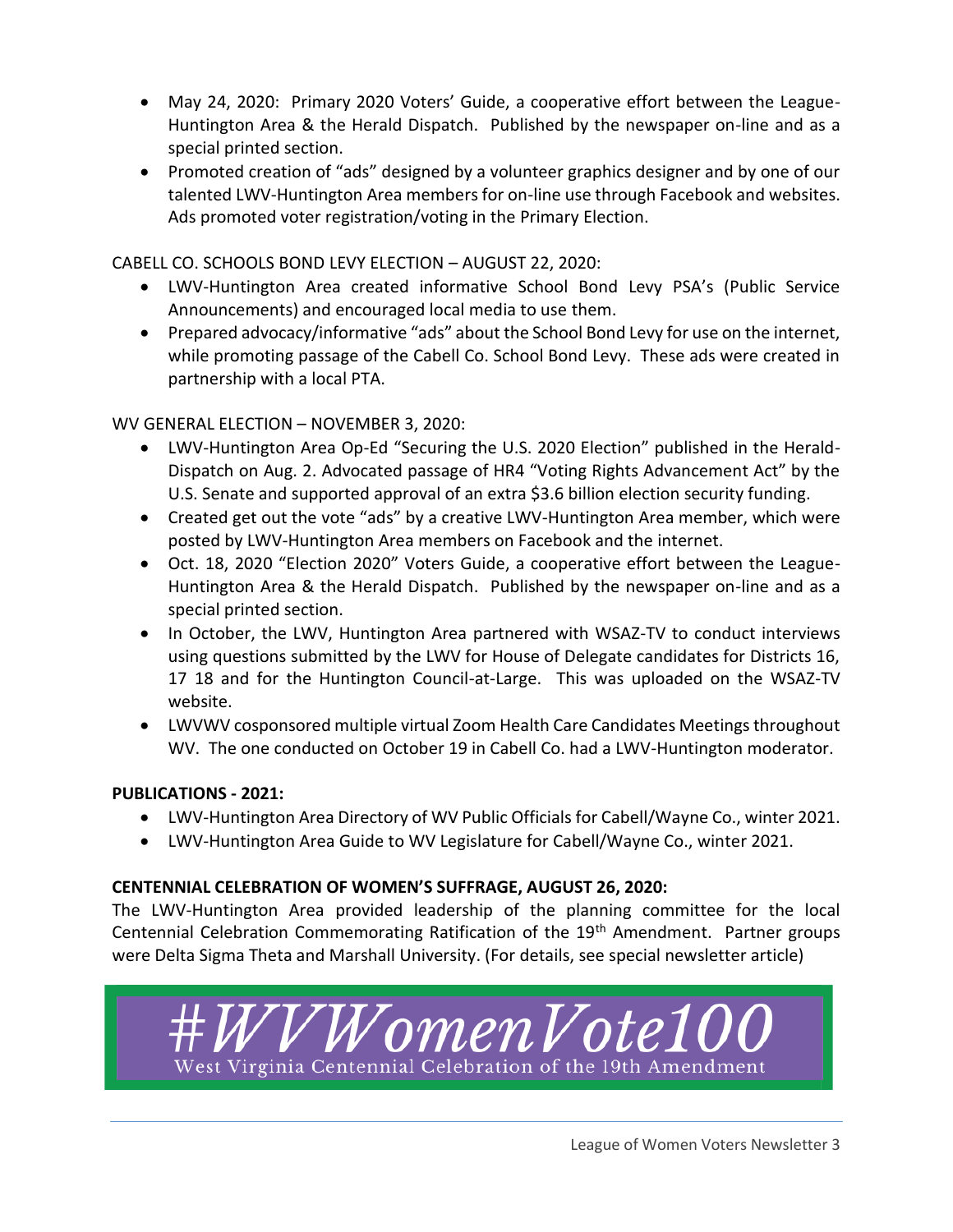- May 24, 2020: Primary 2020 Voters' Guide, a cooperative effort between the League-Huntington Area & the Herald Dispatch. Published by the newspaper on-line and as a special printed section.
- Promoted creation of "ads" designed by a volunteer graphics designer and by one of our talented LWV-Huntington Area members for on-line use through Facebook and websites. Ads promoted voter registration/voting in the Primary Election.

CABELL CO. SCHOOLS BOND LEVY ELECTION – AUGUST 22, 2020:

- LWV-Huntington Area created informative School Bond Levy PSA's (Public Service Announcements) and encouraged local media to use them.
- Prepared advocacy/informative "ads" about the School Bond Levy for use on the internet, while promoting passage of the Cabell Co. School Bond Levy. These ads were created in partnership with a local PTA.

WV GENERAL ELECTION – NOVEMBER 3, 2020:

- LWV-Huntington Area Op-Ed "Securing the U.S. 2020 Election" published in the Herald-Dispatch on Aug. 2. Advocated passage of HR4 "Voting Rights Advancement Act" by the U.S. Senate and supported approval of an extra $3.6 billion election security funding.
- Created get out the vote "ads" by a creative LWV-Huntington Area member, which were posted by LWV-Huntington Area members on Facebook and the internet.
- Oct. 18, 2020 "Election 2020" Voters Guide, a cooperative effort between the League-Huntington Area & the Herald Dispatch. Published by the newspaper on-line and as a special printed section.
- In October, the LWV, Huntington Area partnered with WSAZ-TV to conduct interviews using questions submitted by the LWV for House of Delegate candidates for Districts 16, 17 18 and for the Huntington Council-at-Large. This was uploaded on the WSAZ-TV website.
- LWVWV cosponsored multiple virtual Zoom Health Care Candidates Meetings throughout WV. The one conducted on October 19 in Cabell Co. had a LWV-Huntington moderator.

**PUBLICATIONS - 2021:**

- LWV-Huntington Area Directory of WV Public Officials for Cabell/Wayne Co., winter 2021.
- LWV-Huntington Area Guide to WV Legislature for Cabell/Wayne Co., winter 2021.

**CENTENNIAL CELEBRATION OF WOMEN'S SUFFRAGE, AUGUST 26, 2020:**

The LWV-Huntington Area provided leadership of the planning committee for the local Centennial Celebration Commemorating Ratification of the 19th Amendment. Partner groups were Delta Sigma Theta and Marshall University. (For details, see special newsletter article)

*#WVWomenVote100*

West Virginia Centennial Celebration of the 19th Amendment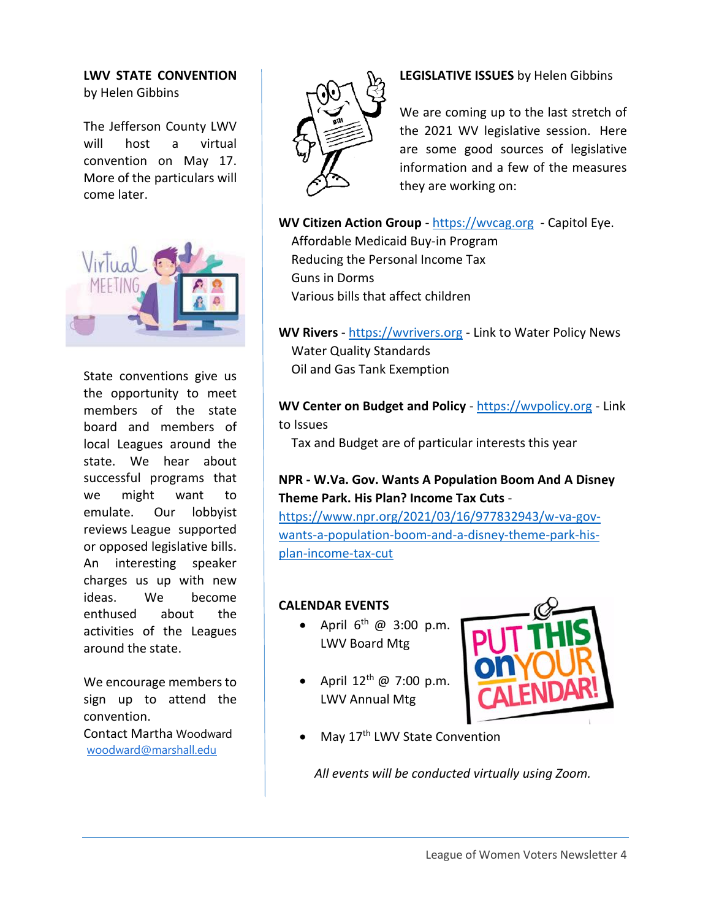**LWV STATE CONVENTION**
by Helen Gibbins

The Jefferson County LWV will host a virtual convention on May 17. More of the particulars will come later.

State conventions give us the opportunity to meet members of the state board and members of local Leagues around the state. We hear about successful programs that we might want to emulate. Our lobbyist reviews League supported or opposed legislative bills. An interesting speaker charges us up with new ideas. We become enthused about the activities of the Leagues around the state.

We encourage members to sign up to attend the convention.
Contact Martha Woodward
woodward@marshall.edu

**LEGISLATIVE ISSUES** by Helen Gibbins

We are coming up to the last stretch of the 2021 WV legislative session. Here are some good sources of legislative information and a few of the measures they are working on:

**WV Citizen Action Group** - https://wvcag.org - Capitol Eye.
Affordable Medicaid Buy-in Program
Reducing the Personal Income Tax
Guns in Dorms
Various bills that affect children

**WV Rivers** - https://wvrivers.org - Link to Water Policy News
Water Quality Standards
Oil and Gas Tank Exemption

**WV Center on Budget and Policy** - https://wvpolicy.org - Link to Issues
Tax and Budget are of particular interests this year

**NPR - W.Va. Gov. Wants A Population Boom And A Disney Theme Park. His Plan? Income Tax Cuts** - https://www.npr.org/2021/03/16/977832943/w-va-gov-wants-a-population-boom-and-a-disney-theme-park-his-plan-income-tax-cut

**CALENDAR EVENTS**

- April 6th @ 3:00 p.m.
  LWV Board Mtg
- April 12th @ 7:00 p.m.
  LWV Annual Mtg
- May 17th LWV State Convention

*All events will be conducted virtually using Zoom.*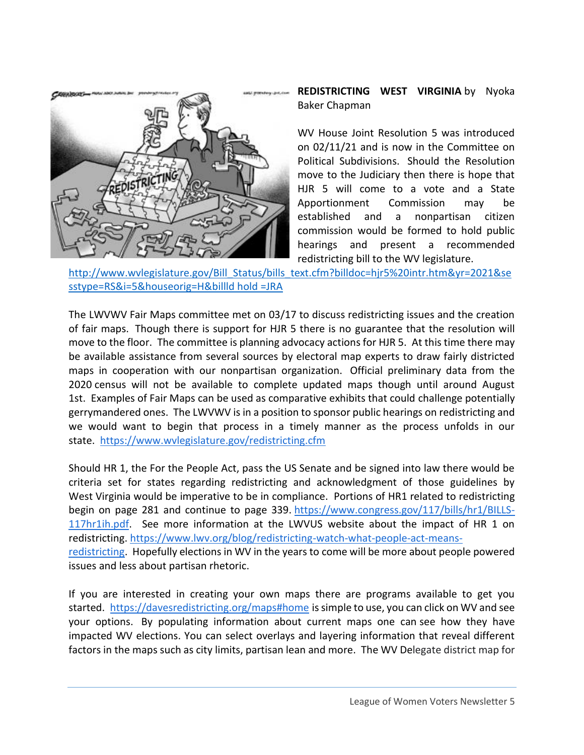**REDISTRICTING WEST VIRGINIA** by Nyoka Baker Chapman

WV House Joint Resolution 5 was introduced on 02/11/21 and is now in the Committee on Political Subdivisions. Should the Resolution move to the Judiciary then there is hope that HJR 5 will come to a vote and a State Apportionment Commission may be established and a nonpartisan citizen commission would be formed to hold public hearings and present a recommended redistricting bill to the WV legislature. http://www.wvlegislature.gov/Bill_Status/bills_text.cfm?billdoc=hjr5%20intr.htm&yr=2021&sesstype=RS&i=5&houseorig=H&billld hold =JRA

The LWVWV Fair Maps committee met on 03/17 to discuss redistricting issues and the creation of fair maps. Though there is support for HJR 5 there is no guarantee that the resolution will move to the floor. The committee is planning advocacy actions for HJR 5. At this time there may be available assistance from several sources by electoral map experts to draw fairly districted maps in cooperation with our nonpartisan organization. Official preliminary data from the 2020 census will not be available to complete updated maps though until around August 1st. Examples of Fair Maps can be used as comparative exhibits that could challenge potentially gerrymandered ones. The LWVWV is in a position to sponsor public hearings on redistricting and we would want to begin that process in a timely manner as the process unfolds in our state. https://www.wvlegislature.gov/redistricting.cfm

Should HR 1, the For the People Act, pass the US Senate and be signed into law there would be criteria set for states regarding redistricting and acknowledgment of those guidelines by West Virginia would be imperative to be in compliance. Portions of HR1 related to redistricting begin on page 281 and continue to page 339. https://www.congress.gov/117/bills/hr1/BILLS-117hr1ih.pdf. See more information at the LWVUS website about the impact of HR 1 on redistricting. https://www.lwv.org/blog/redistricting-watch-what-people-act-means-redistricting. Hopefully elections in WV in the years to come will be more about people powered issues and less about partisan rhetoric.

If you are interested in creating your own maps there are programs available to get you started. https://davesredistricting.org/maps#home is simple to use, you can click on WV and see your options. By populating information about current maps one can see how they have impacted WV elections. You can select overlays and layering information that reveal different factors in the maps such as city limits, partisan lean and more. The WV Delegate district map for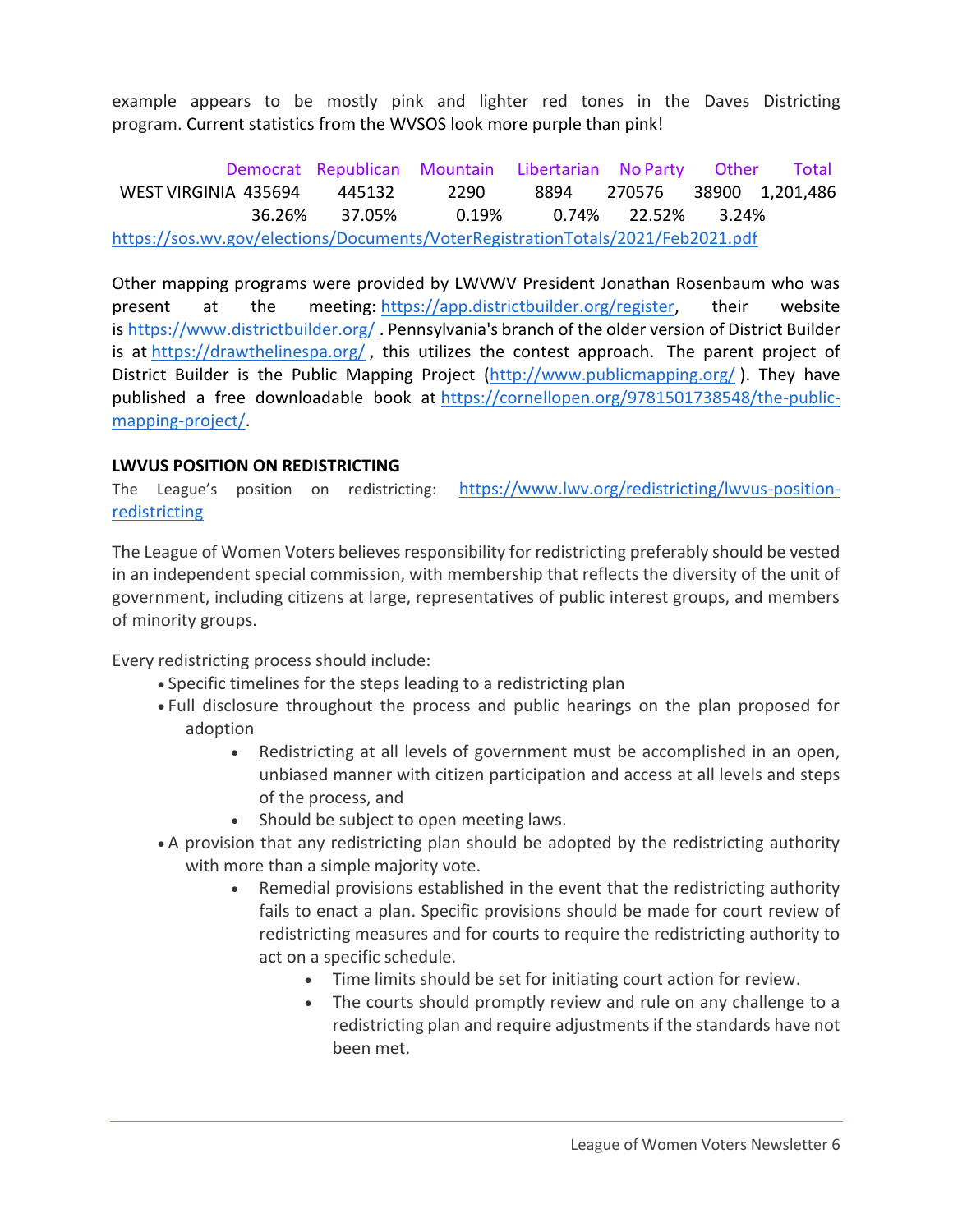example appears to be mostly pink and lighter red tones in the Daves Districting program. Current statistics from the WVSOS look more purple than pink!

| | Democrat | Republican | Mountain | Libertarian | No Party | Other | Total |
|---|---|---|---|---|---|---|---|
| WEST VIRGINIA | 435694 | 445132 | 2290 | 8894 | 270576 | 38900 | 1,201,486 |
| | 36.26% | 37.05% | 0.19% | 0.74% | 22.52% | 3.24% | |

https://sos.wv.gov/elections/Documents/VoterRegistrationTotals/2021/Feb2021.pdf

Other mapping programs were provided by LWVWV President Jonathan Rosenbaum who was present at the meeting: https://app.districtbuilder.org/register, their website is https://www.districtbuilder.org/ . Pennsylvania's branch of the older version of District Builder is at https://drawthelinespa.org/ , this utilizes the contest approach. The parent project of District Builder is the Public Mapping Project (http://www.publicmapping.org/ ). They have published a free downloadable book at https://cornellopen.org/9781501738548/the-public-mapping-project/.

**LWVUS POSITION ON REDISTRICTING**

The League's position on redistricting: https://www.lwv.org/redistricting/lwvus-position-redistricting

The League of Women Voters believes responsibility for redistricting preferably should be vested in an independent special commission, with membership that reflects the diversity of the unit of government, including citizens at large, representatives of public interest groups, and members of minority groups.

Every redistricting process should include:

- Specific timelines for the steps leading to a redistricting plan
- Full disclosure throughout the process and public hearings on the plan proposed for adoption
    - Redistricting at all levels of government must be accomplished in an open, unbiased manner with citizen participation and access at all levels and steps of the process, and
    - Should be subject to open meeting laws.
- A provision that any redistricting plan should be adopted by the redistricting authority with more than a simple majority vote.
    - Remedial provisions established in the event that the redistricting authority fails to enact a plan. Specific provisions should be made for court review of redistricting measures and for courts to require the redistricting authority to act on a specific schedule.
        - Time limits should be set for initiating court action for review.
        - The courts should promptly review and rule on any challenge to a redistricting plan and require adjustments if the standards have not been met.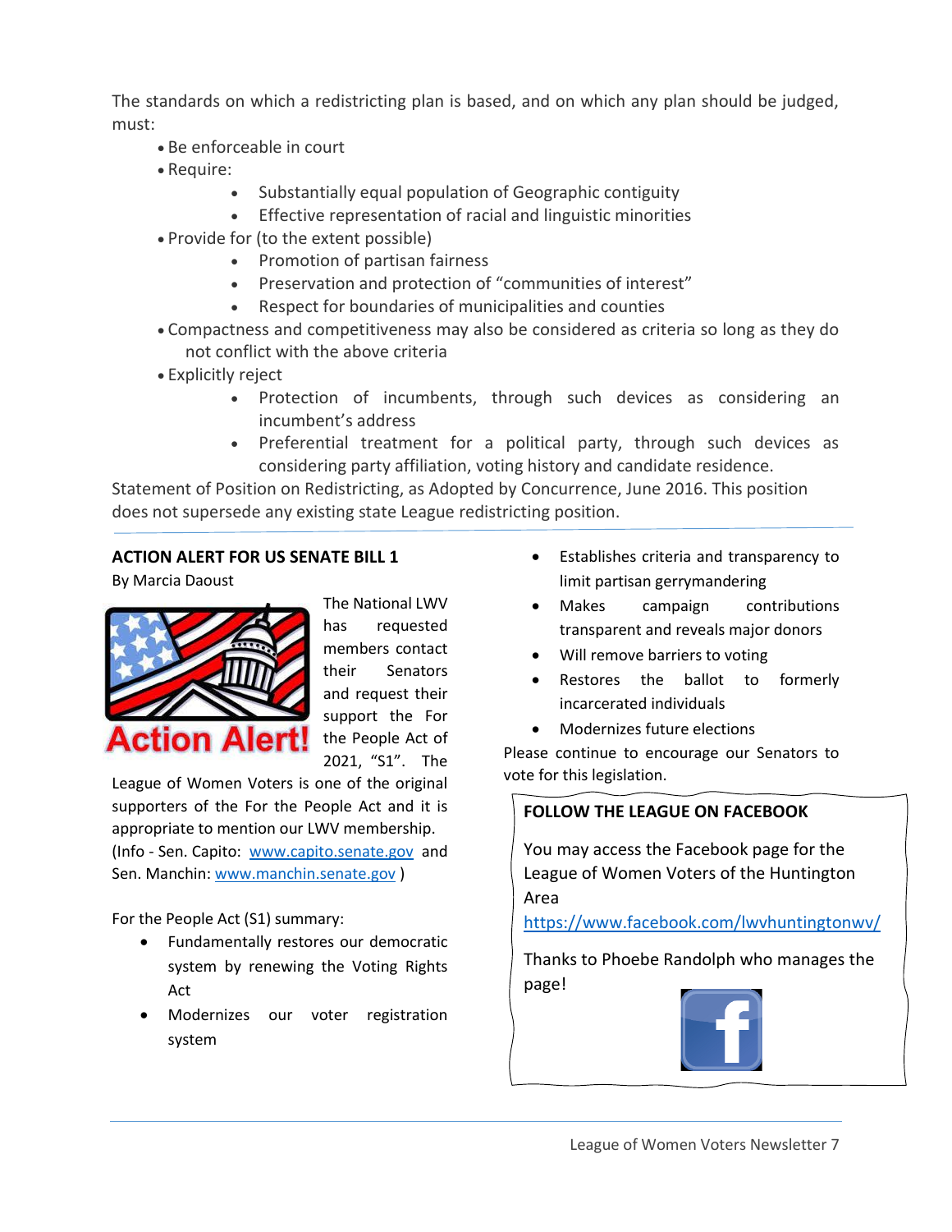The standards on which a redistricting plan is based, and on which any plan should be judged, must:

- Be enforceable in court
- Require:
  - Substantially equal population of Geographic contiguity
  - Effective representation of racial and linguistic minorities
- Provide for (to the extent possible)
  - Promotion of partisan fairness
  - Preservation and protection of "communities of interest"
  - Respect for boundaries of municipalities and counties
- Compactness and competitiveness may also be considered as criteria so long as they do not conflict with the above criteria
- Explicitly reject
  - Protection of incumbents, through such devices as considering an incumbent's address
  - Preferential treatment for a political party, through such devices as considering party affiliation, voting history and candidate residence.

Statement of Position on Redistricting, as Adopted by Concurrence, June 2016. This position does not supersede any existing state League redistricting position.

---

## ACTION ALERT FOR US SENATE BILL 1

By Marcia Daoust

Action Alert!

The National LWV has requested members contact their Senators and request their support the For the People Act of 2021, "S1". The League of Women Voters is one of the original supporters of the For the People Act and it is appropriate to mention our LWV membership. (Info - Sen. Capito: [www.capito.senate.gov](www.capito.senate.gov) and Sen. Manchin: [www.manchin.senate.gov](www.manchin.senate.gov) )

For the People Act (S1) summary:

- Fundamentally restores our democratic system by renewing the Voting Rights Act
- Modernizes our voter registration system
- Establishes criteria and transparency to limit partisan gerrymandering
- Makes campaign contributions transparent and reveals major donors
- Will remove barriers to voting
- Restores the ballot to formerly incarcerated individuals
- Modernizes future elections

Please continue to encourage our Senators to vote for this legislation.

## FOLLOW THE LEAGUE ON FACEBOOK

You may access the Facebook page for the League of Women Voters of the Huntington Area

[https://www.facebook.com/lwvhuntingtonwv/](https://www.facebook.com/lwvhuntingtonwv/)

Thanks to Phoebe Randolph who manages the page!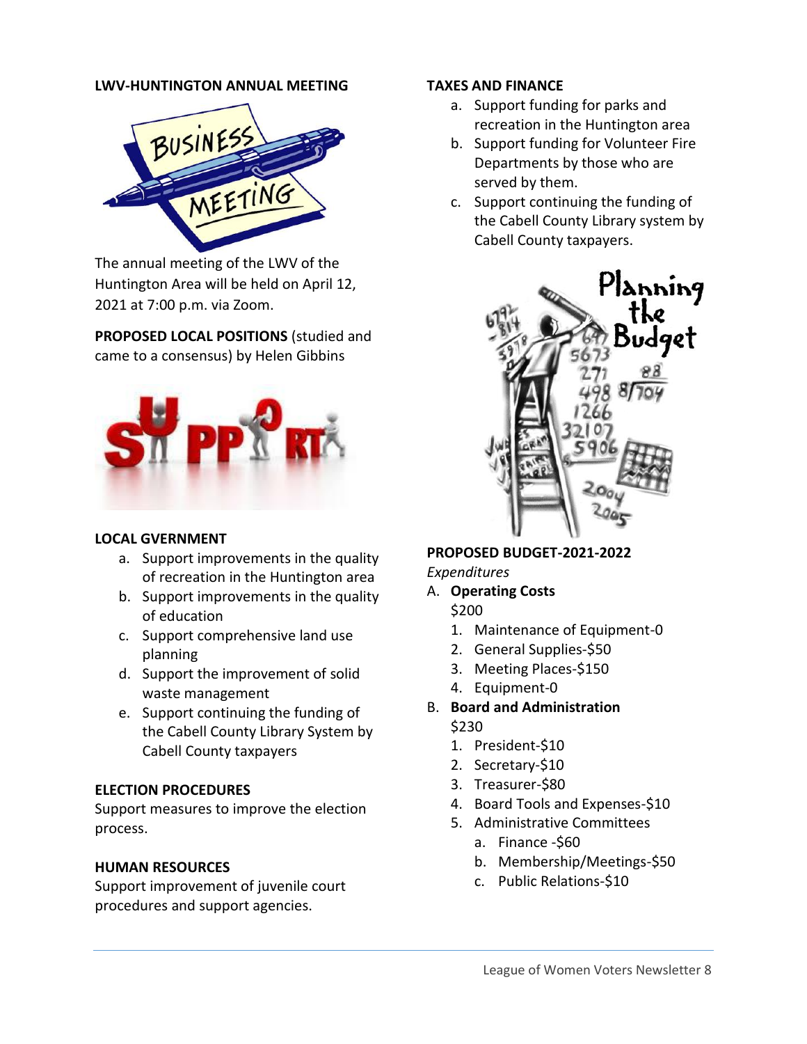**LWV-HUNTINGTON ANNUAL MEETING**

The annual meeting of the LWV of the Huntington Area will be held on April 12, 2021 at 7:00 p.m. via Zoom.

**PROPOSED LOCAL POSITIONS** (studied and came to a consensus) by Helen Gibbins

**LOCAL GVERNMENT**

a. Support improvements in the quality of recreation in the Huntington area
b. Support improvements in the quality of education
c. Support comprehensive land use planning
d. Support the improvement of solid waste management
e. Support continuing the funding of the Cabell County Library System by Cabell County taxpayers

**ELECTION PROCEDURES**

Support measures to improve the election process.

**HUMAN RESOURCES**

Support improvement of juvenile court procedures and support agencies.

**TAXES AND FINANCE**

a. Support funding for parks and recreation in the Huntington area
b. Support funding for Volunteer Fire Departments by those who are served by them.
c. Support continuing the funding of the Cabell County Library system by Cabell County taxpayers.

**PROPOSED BUDGET-2021-2022**

*Expenditures*

A. **Operating Costs**
   $200
   1. Maintenance of Equipment-0
   2. General Supplies-$50
   3. Meeting Places-$150
   4. Equipment-0
B. **Board and Administration**
   $230
   1. President-$10
   2. Secretary-$10
   3. Treasurer-$80
   4. Board Tools and Expenses-$10
   5. Administrative Committees
      a. Finance -$60
      b. Membership/Meetings-$50
      c. Public Relations-$10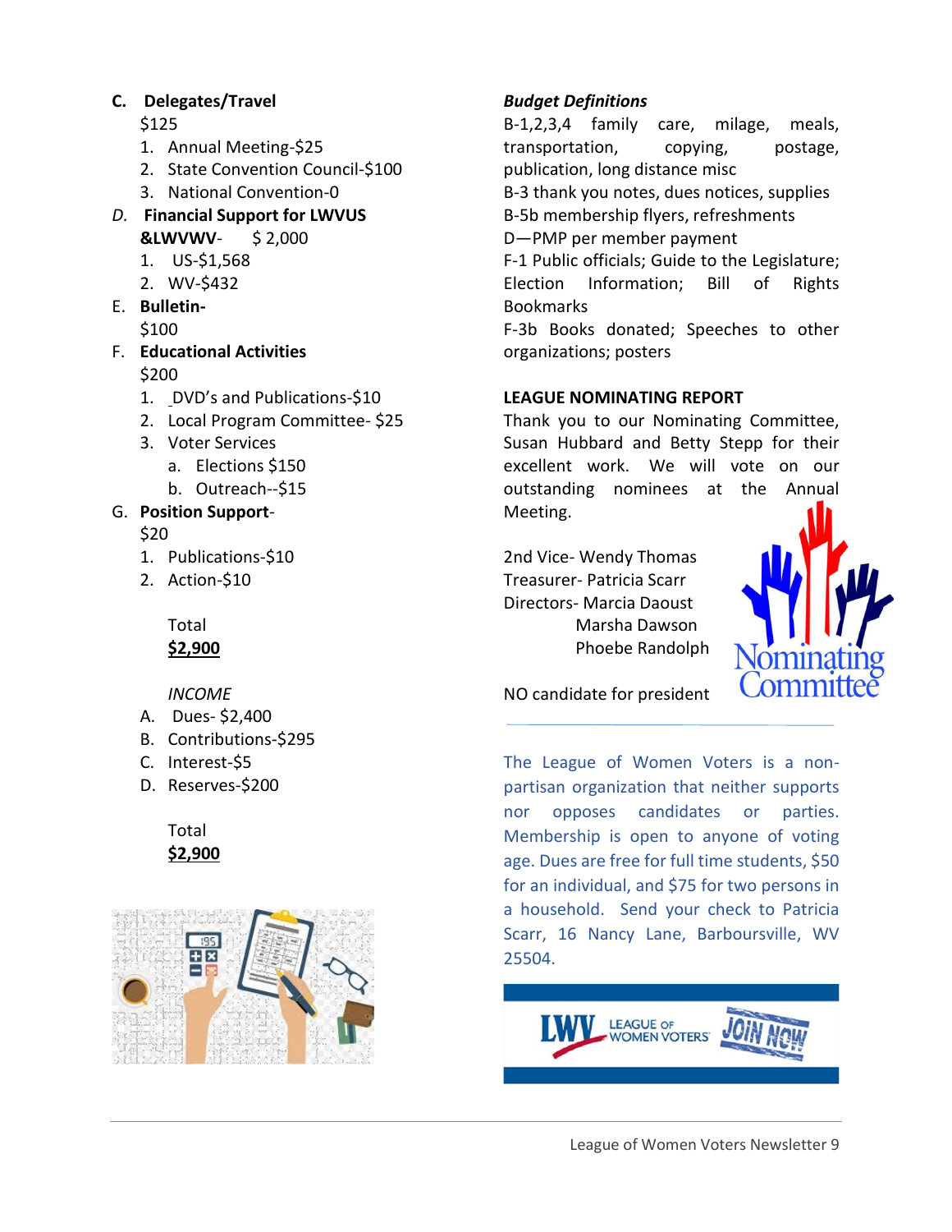C. **Delegates/Travel**
   $125
   1. Annual Meeting-$25
   2. State Convention Council-$100
   3. National Convention-0

*D.* **Financial Support for LWVUS &LWVWV**- $ 2,000
   1. US-$1,568
   2. WV-$432

E. **Bulletin-**
   $100

F. **Educational Activities**
   $200
   1. DVD's and Publications-$10
   2. Local Program Committee- $25
   3. Voter Services
      a. Elections $150
      b. Outreach--$15

G. **Position Support**-
   $20
   1. Publications-$10
   2. Action-$10

Total
**$2,900**

*INCOME*

A. Dues- $2,400
B. Contributions-$295
C. Interest-$5
D. Reserves-$200

Total
**$2,900**

***Budget Definitions***

B-1,2,3,4 family care, milage, meals, transportation, copying, postage, publication, long distance misc

B-3 thank you notes, dues notices, supplies

B-5b membership flyers, refreshments

D—PMP per member payment

F-1 Public officials; Guide to the Legislature; Election Information; Bill of Rights Bookmarks

F-3b Books donated; Speeches to other organizations; posters

**LEAGUE NOMINATING REPORT**

Thank you to our Nominating Committee, Susan Hubbard and Betty Stepp for their excellent work. We will vote on our outstanding nominees at the Annual Meeting.

2nd Vice- Wendy Thomas
Treasurer- Patricia Scarr
Directors- Marcia Daoust
Marsha Dawson
Phoebe Randolph

NO candidate for president

The League of Women Voters is a non-partisan organization that neither supports nor opposes candidates or parties. Membership is open to anyone of voting age. Dues are free for full time students, $50 for an individual, and $75 for two persons in a household. Send your check to Patricia Scarr, 16 Nancy Lane, Barboursville, WV 25504.